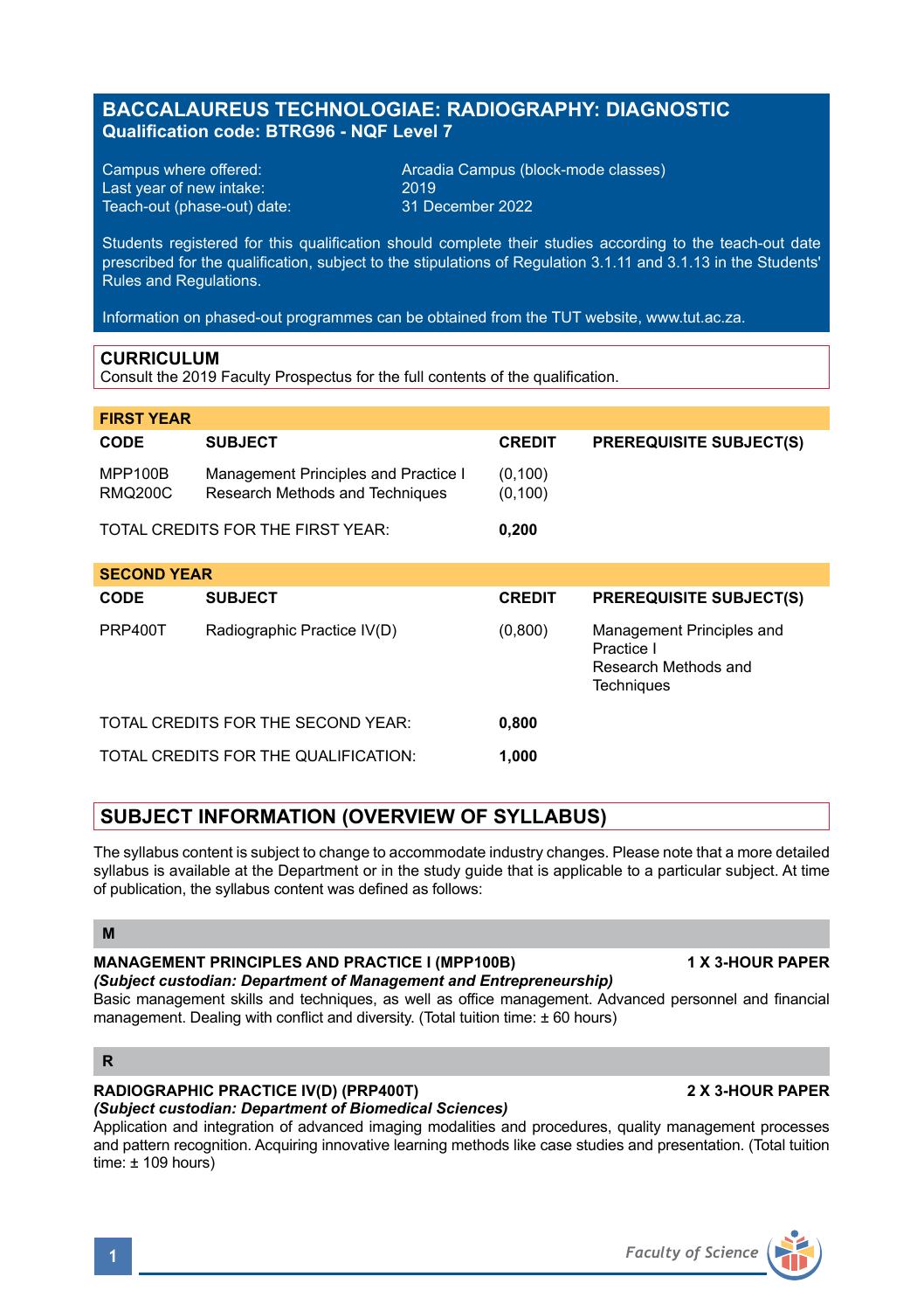# BACCALAUREUS TECHNOLOGIAE: RADIOGRAPHY: DIAGNOSTIC

**Qualification code: BTRG96 - NQF Level 7**

| | |
|---|---|
| Campus where offered: | Arcadia Campus (block-mode classes) |
| Last year of new intake: | 2019 |
| Teach-out (phase-out) date: | 31 December 2022 |

Students registered for this qualification should complete their studies according to the teach-out date prescribed for the qualification, subject to the stipulations of Regulation 3.1.11 and 3.1.13 in the Students' Rules and Regulations.

Information on phased-out programmes can be obtained from the TUT website, www.tut.ac.za.

## CURRICULUM

Consult the 2019 Faculty Prospectus for the full contents of the qualification.

**FIRST YEAR**

| CODE | SUBJECT | CREDIT | PREREQUISITE SUBJECT(S) |
|---|---|---|---|
| MPP100B | Management Principles and Practice I | (0,100) | |
| RMQ200C | Research Methods and Techniques | (0,100) | |
| TOTAL CREDITS FOR THE FIRST YEAR: | | **0,200** | |

**SECOND YEAR**

| CODE | SUBJECT | CREDIT | PREREQUISITE SUBJECT(S) |
|---|---|---|---|
| PRP400T | Radiographic Practice IV(D) | (0,800) | Management Principles and Practice I<br>Research Methods and Techniques |
| TOTAL CREDITS FOR THE SECOND YEAR: | | **0,800** | |
| TOTAL CREDITS FOR THE QUALIFICATION: | | **1,000** | |

## SUBJECT INFORMATION (OVERVIEW OF SYLLABUS)

The syllabus content is subject to change to accommodate industry changes. Please note that a more detailed syllabus is available at the Department or in the study guide that is applicable to a particular subject. At time of publication, the syllabus content was defined as follows:

### M

**MANAGEMENT PRINCIPLES AND PRACTICE I (MPP100B)** **1 X 3-HOUR PAPER**
***(Subject custodian: Department of Management and Entrepreneurship)***
Basic management skills and techniques, as well as office management. Advanced personnel and financial management. Dealing with conflict and diversity. (Total tuition time: ± 60 hours)

### R

**RADIOGRAPHIC PRACTICE IV(D) (PRP400T)** **2 X 3-HOUR PAPER**
***(Subject custodian: Department of Biomedical Sciences)***
Application and integration of advanced imaging modalities and procedures, quality management processes and pattern recognition. Acquiring innovative learning methods like case studies and presentation. (Total tuition time: ± 109 hours)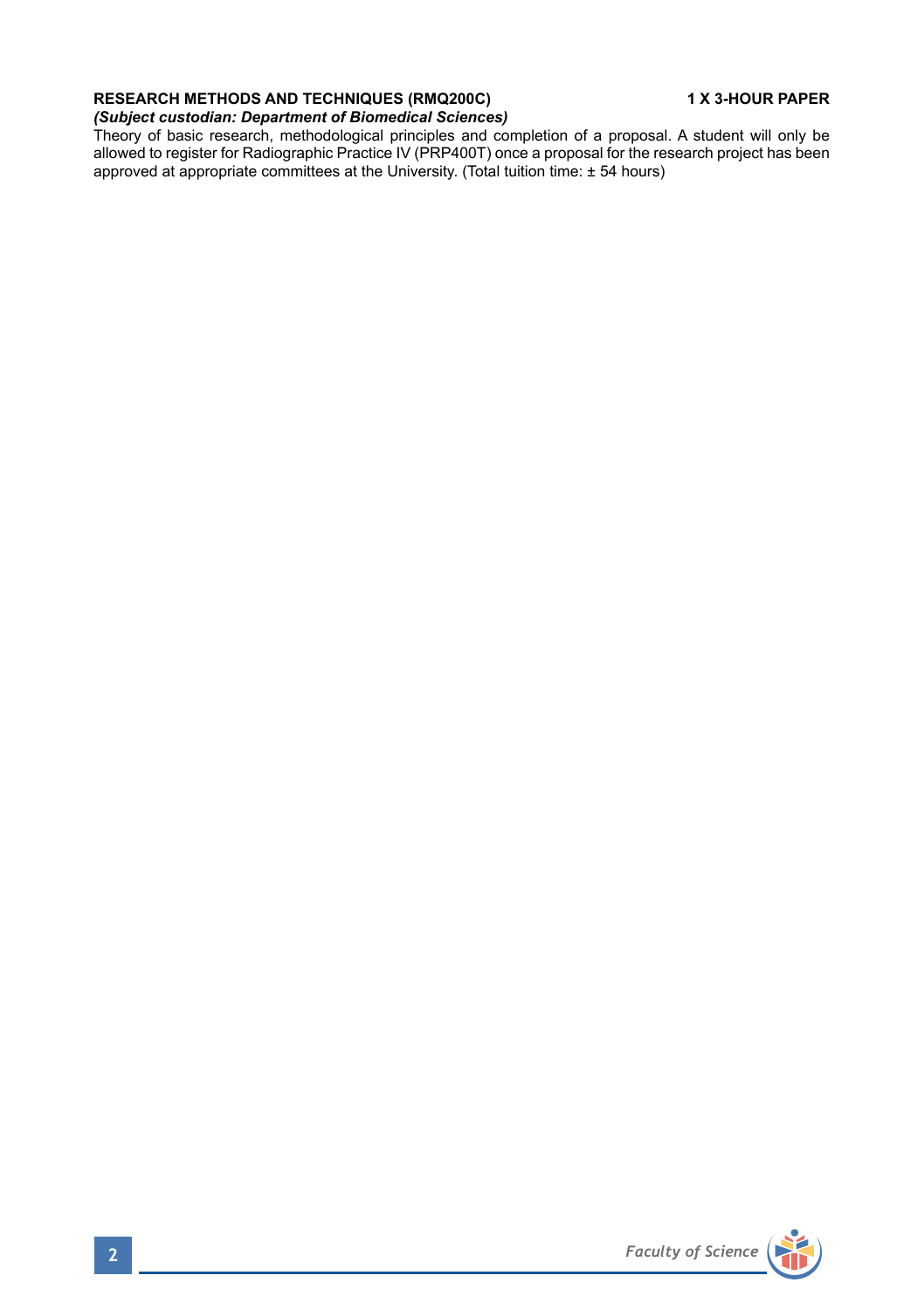**RESEARCH METHODS AND TECHNIQUES (RMQ200C)** **1 X 3-HOUR PAPER**

***(Subject custodian: Department of Biomedical Sciences)***

Theory of basic research, methodological principles and completion of a proposal. A student will only be allowed to register for Radiographic Practice IV (PRP400T) once a proposal for the research project has been approved at appropriate committees at the University. (Total tuition time: ± 54 hours)